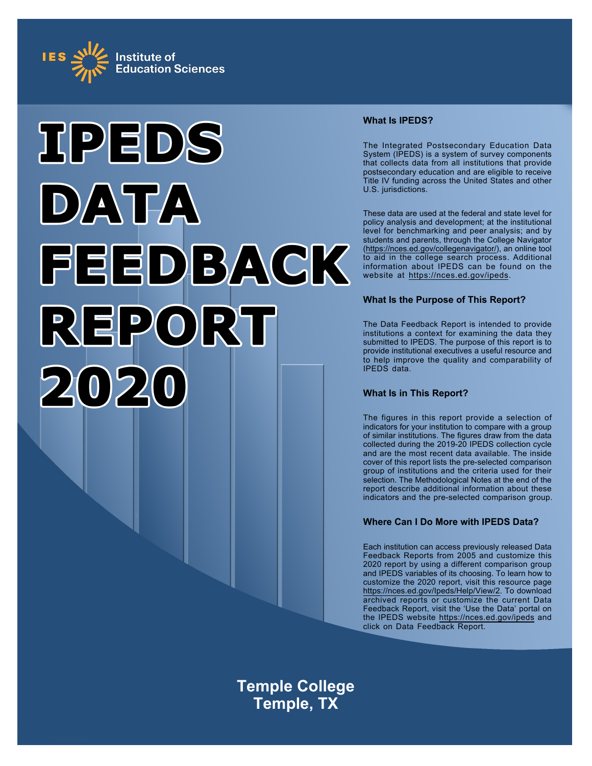IES Institute of Education Sciences

# IPEDS DATA FEEDBACK REPORT 2020

### What Is IPEDS?

The Integrated Postsecondary Education Data System (IPEDS) is a system of survey components that collects data from all institutions that provide postsecondary education and are eligible to receive Title IV funding across the United States and other U.S. jurisdictions.

These data are used at the federal and state level for policy analysis and development; at the institutional level for benchmarking and peer analysis; and by students and parents, through the College Navigator (https://nces.ed.gov/collegenavigator/), an online tool to aid in the college search process. Additional information about IPEDS can be found on the website at https://nces.ed.gov/ipeds.

### What Is the Purpose of This Report?

The Data Feedback Report is intended to provide institutions a context for examining the data they submitted to IPEDS. The purpose of this report is to provide institutional executives a useful resource and to help improve the quality and comparability of IPEDS data.

### What Is in This Report?

The figures in this report provide a selection of indicators for your institution to compare with a group of similar institutions. The figures draw from the data collected during the 2019-20 IPEDS collection cycle and are the most recent data available. The inside cover of this report lists the pre-selected comparison group of institutions and the criteria used for their selection. The Methodological Notes at the end of the report describe additional information about these indicators and the pre-selected comparison group.

### Where Can I Do More with IPEDS Data?

Each institution can access previously released Data Feedback Reports from 2005 and customize this 2020 report by using a different comparison group and IPEDS variables of its choosing. To learn how to customize the 2020 report, visit this resource page https://nces.ed.gov/Ipeds/Help/View/2. To download archived reports or customize the current Data Feedback Report, visit the 'Use the Data' portal on the IPEDS website https://nces.ed.gov/ipeds and click on Data Feedback Report.

**Temple College**
**Temple, TX**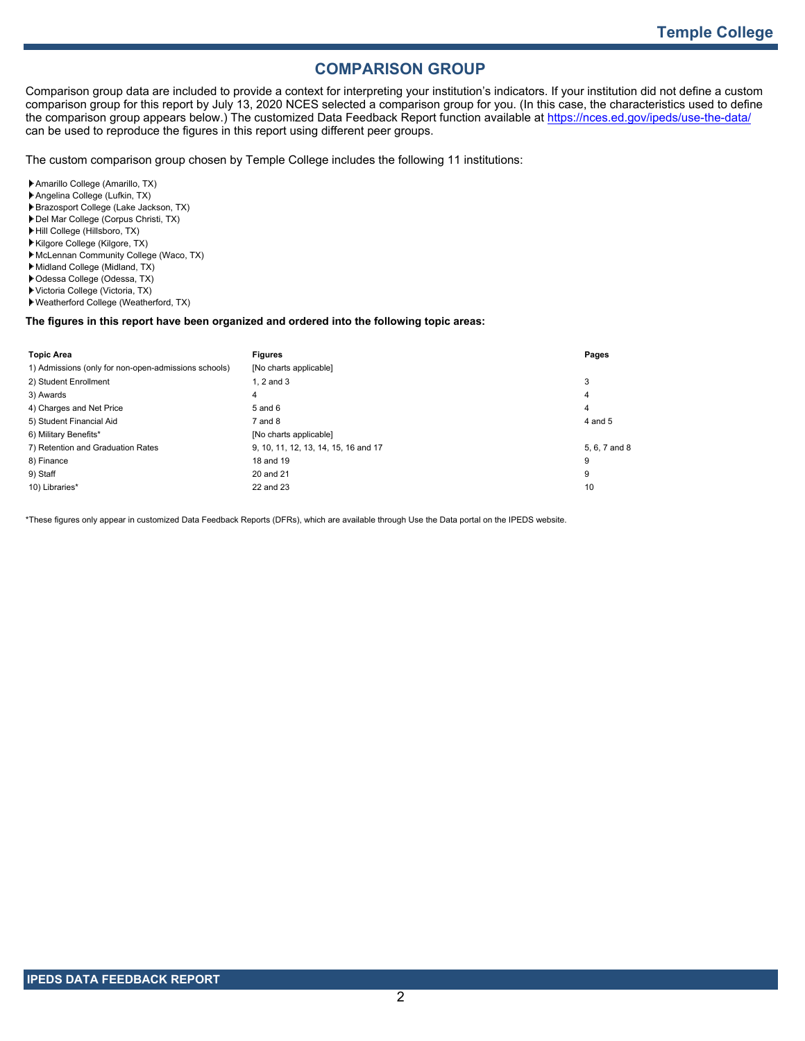# COMPARISON GROUP

Comparison group data are included to provide a context for interpreting your institution's indicators. If your institution did not define a custom comparison group for this report by July 13, 2020 NCES selected a comparison group for you. (In this case, the characteristics used to define the comparison group appears below.) The customized Data Feedback Report function available at https://nces.ed.gov/ipeds/use-the-data/ can be used to reproduce the figures in this report using different peer groups.

The custom comparison group chosen by Temple College includes the following 11 institutions:

- Amarillo College (Amarillo, TX)
- Angelina College (Lufkin, TX)
- Brazosport College (Lake Jackson, TX)
- Del Mar College (Corpus Christi, TX)
- Hill College (Hillsboro, TX)
- Kilgore College (Kilgore, TX)
- McLennan Community College (Waco, TX)
- Midland College (Midland, TX)
- Odessa College (Odessa, TX)
- Victoria College (Victoria, TX)
- Weatherford College (Weatherford, TX)

**The figures in this report have been organized and ordered into the following topic areas:**

| Topic Area | Figures | Pages |
|---|---|---|
| 1) Admissions (only for non-open-admissions schools) | [No charts applicable] | |
| 2) Student Enrollment | 1, 2 and 3 | 3 |
| 3) Awards | 4 | 4 |
| 4) Charges and Net Price | 5 and 6 | 4 |
| 5) Student Financial Aid | 7 and 8 | 4 and 5 |
| 6) Military Benefits* | [No charts applicable] | |
| 7) Retention and Graduation Rates | 9, 10, 11, 12, 13, 14, 15, 16 and 17 | 5, 6, 7 and 8 |
| 8) Finance | 18 and 19 | 9 |
| 9) Staff | 20 and 21 | 9 |
| 10) Libraries* | 22 and 23 | 10 |

*These figures only appear in customized Data Feedback Reports (DFRs), which are available through Use the Data portal on the IPEDS website.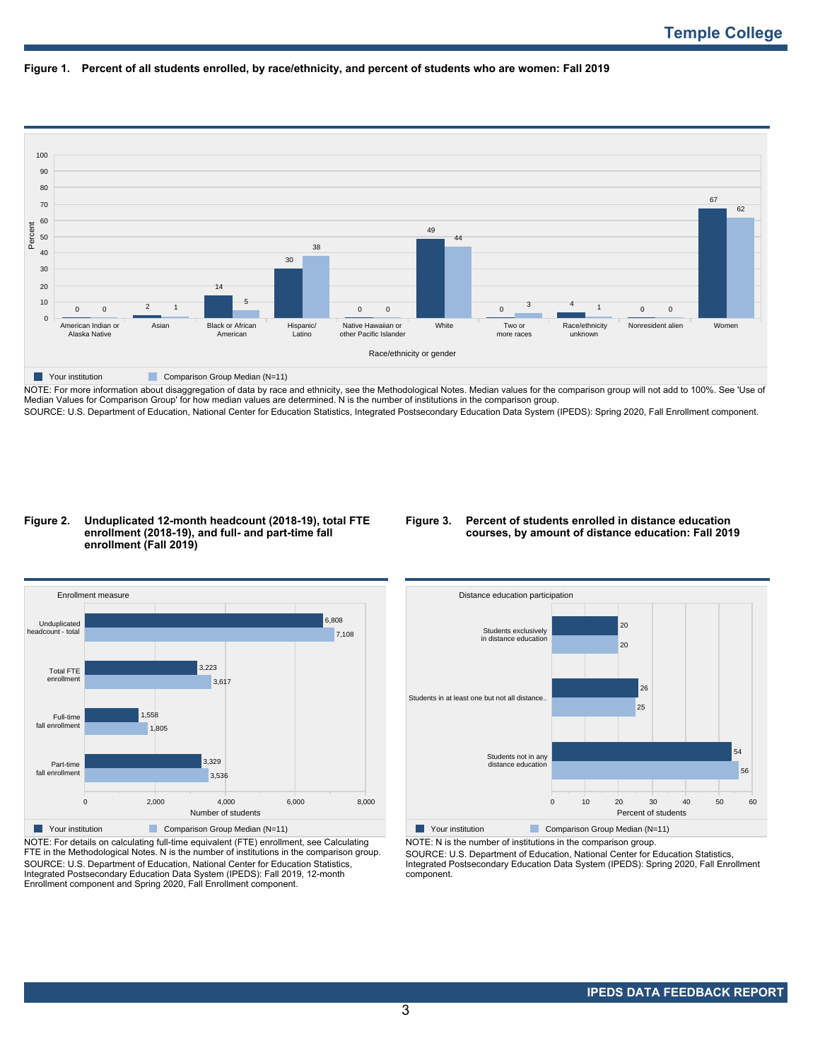# Temple College

**Figure 1. Percent of all students enrolled, by race/ethnicity, and percent of students who are women: Fall 2019**

| Race/ethnicity or gender | Your institution | Comparison Group Median (N=11) |
|---|---|---|
| American Indian or Alaska Native | 0 | 0 |
| Asian | 2 | 1 |
| Black or African American | 14 | 5 |
| Hispanic/Latino | 30 | 38 |
| Native Hawaiian or other Pacific Islander | 0 | 0 |
| White | 49 | 44 |
| Two or more races | 0 | 3 |
| Race/ethnicity unknown | 4 | 1 |
| Nonresident alien | 0 | 0 |
| Women | 67 | 62 |

NOTE: For more information about disaggregation of data by race and ethnicity, see the Methodological Notes. Median values for the comparison group will not add to 100%. See 'Use of Median Values for Comparison Group' for how median values are determined. N is the number of institutions in the comparison group.
SOURCE: U.S. Department of Education, National Center for Education Statistics, Integrated Postsecondary Education Data System (IPEDS): Spring 2020, Fall Enrollment component.

**Figure 2. Unduplicated 12-month headcount (2018-19), total FTE enrollment (2018-19), and full- and part-time fall enrollment (Fall 2019)**

| Enrollment measure | Your institution | Comparison Group Median (N=11) |
|---|---|---|
| Unduplicated headcount - total | 6,808 | 7,108 |
| Total FTE enrollment | 3,223 | 3,617 |
| Full-time fall enrollment | 1,558 | 1,805 |
| Part-time fall enrollment | 3,329 | 3,536 |

NOTE: For details on calculating full-time equivalent (FTE) enrollment, see Calculating FTE in the Methodological Notes. N is the number of institutions in the comparison group.
SOURCE: U.S. Department of Education, National Center for Education Statistics, Integrated Postsecondary Education Data System (IPEDS): Fall 2019, 12-month Enrollment component and Spring 2020, Fall Enrollment component.

**Figure 3. Percent of students enrolled in distance education courses, by amount of distance education: Fall 2019**

| Distance education participation | Your institution | Comparison Group Median (N=11) |
|---|---|---|
| Students exclusively in distance education | 20 | 20 |
| Students in at least one but not all distance.. | 26 | 25 |
| Students not in any distance education | 54 | 56 |

NOTE: N is the number of institutions in the comparison group.
SOURCE: U.S. Department of Education, National Center for Education Statistics, Integrated Postsecondary Education Data System (IPEDS): Spring 2020, Fall Enrollment component.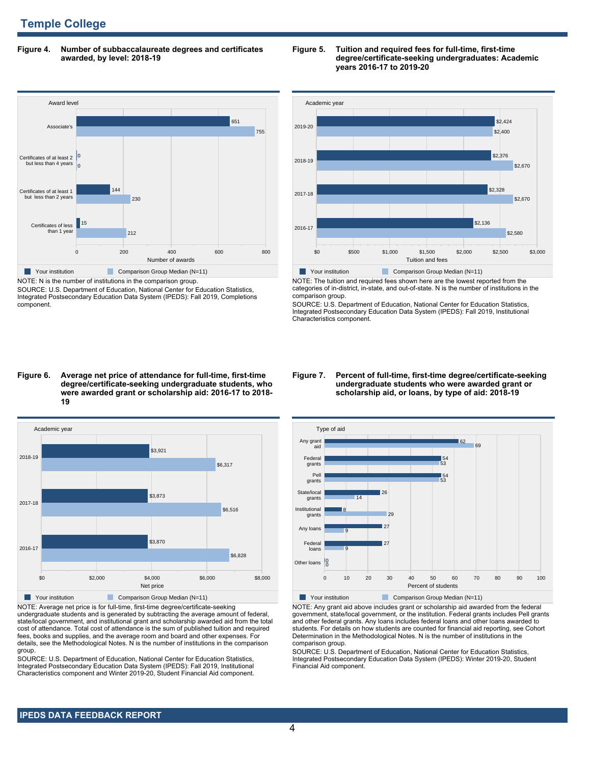## Temple College

**Figure 4. Number of subbaccalaureate degrees and certificates awarded, by level: 2018-19**

| Award level | Your institution | Comparison Group Median (N=11) |
|---|---|---|
| Associate's | 651 | 755 |
| Certificates of at least 2 but less than 4 years | 0 | 0 |
| Certificates of at least 1 but less than 2 years | 144 | 230 |
| Certificates of less than 1 year | 15 | 212 |

NOTE: N is the number of institutions in the comparison group.
SOURCE: U.S. Department of Education, National Center for Education Statistics, Integrated Postsecondary Education Data System (IPEDS): Fall 2019, Completions component.

**Figure 5. Tuition and required fees for full-time, first-time degree/certificate-seeking undergraduates: Academic years 2016-17 to 2019-20**

| Academic year | Your institution | Comparison Group Median (N=11) |
|---|---|---|
| 2019-20 | $2,424 | $2,400 |
| 2018-19 | $2,376 | $2,670 |
| 2017-18 | $2,328 | $2,670 |
| 2016-17 | $2,136 | $2,580 |

NOTE: The tuition and required fees shown here are the lowest reported from the categories of in-district, in-state, and out-of-state. N is the number of institutions in the comparison group.
SOURCE: U.S. Department of Education, National Center for Education Statistics, Integrated Postsecondary Education Data System (IPEDS): Fall 2019, Institutional Characteristics component.

**Figure 6. Average net price of attendance for full-time, first-time degree/certificate-seeking undergraduate students, who were awarded grant or scholarship aid: 2016-17 to 2018-19**

| Academic year | Your institution | Comparison Group Median (N=11) |
|---|---|---|
| 2018-19 | $3,921 | $6,317 |
| 2017-18 | $3,873 | $6,516 |
| 2016-17 | $3,870 | $6,828 |

NOTE: Average net price is for full-time, first-time degree/certificate-seeking undergraduate students and is generated by subtracting the average amount of federal, state/local government, and institutional grant and scholarship awarded aid from the total cost of attendance. Total cost of attendance is the sum of published tuition and required fees, books and supplies, and the average room and board and other expenses. For details, see the Methodological Notes. N is the number of institutions in the comparison group.
SOURCE: U.S. Department of Education, National Center for Education Statistics, Integrated Postsecondary Education Data System (IPEDS): Fall 2019, Institutional Characteristics component and Winter 2019-20, Student Financial Aid component.

**Figure 7. Percent of full-time, first-time degree/certificate-seeking undergraduate students who were awarded grant or scholarship aid, or loans, by type of aid: 2018-19**

| Type of aid | Your institution | Comparison Group Median (N=11) |
|---|---|---|
| Any grant aid | 62 | 69 |
| Federal grants | 54 | 53 |
| Pell grants | 54 | 53 |
| State/local grants | 26 | 14 |
| Institutional grants | 8 | 29 |
| Any loans | 27 | 9 |
| Federal loans | 27 | 9 |
| Other loans | 0 | 0 |

NOTE: Any grant aid above includes grant or scholarship aid awarded from the federal government, state/local government, or the institution. Federal grants includes Pell grants and other federal grants. Any loans includes federal loans and other loans awarded to students. For details on how students are counted for financial aid reporting, see Cohort Determination in the Methodological Notes. N is the number of institutions in the comparison group.
SOURCE: U.S. Department of Education, National Center for Education Statistics, Integrated Postsecondary Education Data System (IPEDS): Winter 2019-20, Student Financial Aid component.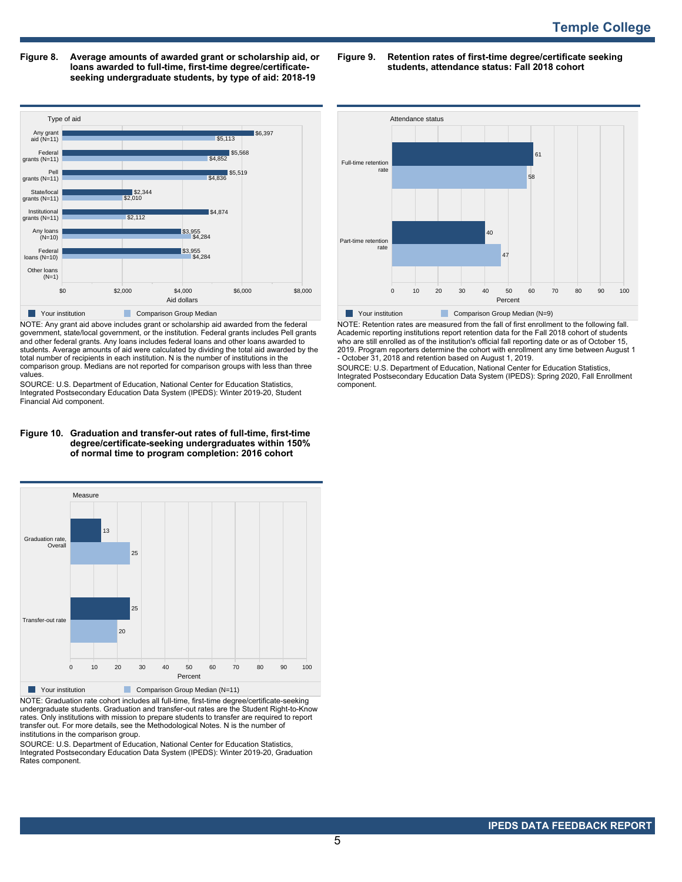**Figure 8. Average amounts of awarded grant or scholarship aid, or loans awarded to full-time, first-time degree/certificate-seeking undergraduate students, by type of aid: 2018-19**

| Type of aid | Your institution | Comparison Group Median |
|---|---|---|
| Any grant aid (N=11) | $6,397 | $5,113 |
| Federal grants (N=11) | $5,568 | $4,852 |
| Pell grants (N=11) | $5,519 | $4,836 |
| State/local grants (N=11) | $2,344 | $2,010 |
| Institutional grants (N=11) | $4,874 | $2,112 |
| Any loans (N=10) | $3,955 | $4,284 |
| Federal loans (N=10) | $3,955 | $4,284 |
| Other loans (N=1) | | |

NOTE: Any grant aid above includes grant or scholarship aid awarded from the federal government, state/local government, or the institution. Federal grants includes Pell grants and other federal grants. Any loans includes federal loans and other loans awarded to students. Average amounts of aid were calculated by dividing the total aid awarded by the total number of recipients in each institution. N is the number of institutions in the comparison group. Medians are not reported for comparison groups with less than three values.

SOURCE: U.S. Department of Education, National Center for Education Statistics, Integrated Postsecondary Education Data System (IPEDS): Winter 2019-20, Student Financial Aid component.

**Figure 9. Retention rates of first-time degree/certificate seeking students, attendance status: Fall 2018 cohort**

| Attendance status | Your institution | Comparison Group Median (N=9) |
|---|---|---|
| Full-time retention rate | 61 | 58 |
| Part-time retention rate | 40 | 47 |

NOTE: Retention rates are measured from the fall of first enrollment to the following fall. Academic reporting institutions report retention data for the Fall 2018 cohort of students who are still enrolled as of the institution's official fall reporting date or as of October 15, 2019. Program reporters determine the cohort with enrollment any time between August 1 - October 31, 2018 and retention based on August 1, 2019.

SOURCE: U.S. Department of Education, National Center for Education Statistics, Integrated Postsecondary Education Data System (IPEDS): Spring 2020, Fall Enrollment component.

**Figure 10. Graduation and transfer-out rates of full-time, first-time degree/certificate-seeking undergraduates within 150% of normal time to program completion: 2016 cohort**

| Measure | Your institution | Comparison Group Median (N=11) |
|---|---|---|
| Graduation rate, Overall | 13 | 25 |
| Transfer-out rate | 25 | 20 |

NOTE: Graduation rate cohort includes all full-time, first-time degree/certificate-seeking undergraduate students. Graduation and transfer-out rates are the Student Right-to-Know rates. Only institutions with mission to prepare students to transfer are required to report transfer out. For more details, see the Methodological Notes. N is the number of institutions in the comparison group.

SOURCE: U.S. Department of Education, National Center for Education Statistics, Integrated Postsecondary Education Data System (IPEDS): Winter 2019-20, Graduation Rates component.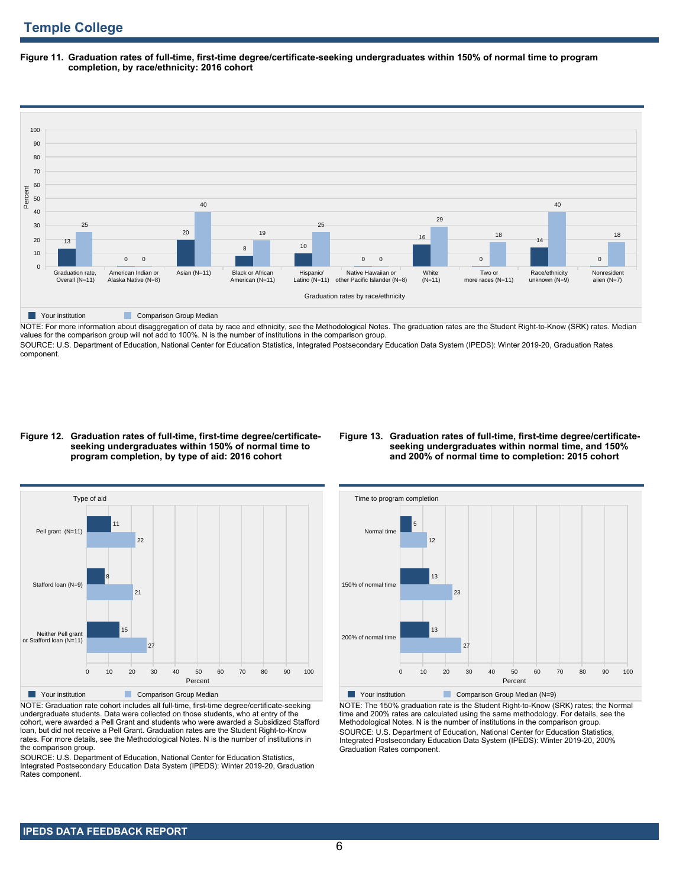## Temple College

**Figure 11. Graduation rates of full-time, first-time degree/certificate-seeking undergraduates within 150% of normal time to program completion, by race/ethnicity: 2016 cohort**

| Graduation rates by race/ethnicity | Your institution | Comparison Group Median |
|---|---|---|
| Graduation rate, Overall (N=11) | 13 | 25 |
| American Indian or Alaska Native (N=8) | 0 | 0 |
| Asian (N=11) | 20 | 40 |
| Black or African American (N=11) | 8 | 19 |
| Hispanic/ Latino (N=11) | 10 | 25 |
| Native Hawaiian or other Pacific Islander (N=8) | 0 | 0 |
| White (N=11) | 16 | 29 |
| Two or more races (N=11) | 0 | 18 |
| Race/ethnicity unknown (N=9) | 14 | 40 |
| Nonresident alien (N=7) | 0 | 18 |

NOTE: For more information about disaggregation of data by race and ethnicity, see the Methodological Notes. The graduation rates are the Student Right-to-Know (SRK) rates. Median values for the comparison group will not add to 100%. N is the number of institutions in the comparison group.

SOURCE: U.S. Department of Education, National Center for Education Statistics, Integrated Postsecondary Education Data System (IPEDS): Winter 2019-20, Graduation Rates component.

**Figure 12. Graduation rates of full-time, first-time degree/certificate-seeking undergraduates within 150% of normal time to program completion, by type of aid: 2016 cohort**

| Type of aid | Your institution | Comparison Group Median |
|---|---|---|
| Pell grant (N=11) | 11 | 22 |
| Stafford loan (N=9) | 8 | 21 |
| Neither Pell grant or Stafford loan (N=11) | 15 | 27 |

NOTE: Graduation rate cohort includes all full-time, first-time degree/certificate-seeking undergraduate students. Data were collected on those students, who at entry of the cohort, were awarded a Pell Grant and students who were awarded a Subsidized Stafford loan, but did not receive a Pell Grant. Graduation rates are the Student Right-to-Know rates. For more details, see the Methodological Notes. N is the number of institutions in the comparison group.

SOURCE: U.S. Department of Education, National Center for Education Statistics, Integrated Postsecondary Education Data System (IPEDS): Winter 2019-20, Graduation Rates component.

**Figure 13. Graduation rates of full-time, first-time degree/certificate-seeking undergraduates within normal time, and 150% and 200% of normal time to completion: 2015 cohort**

| Time to program completion | Your institution | Comparison Group Median (N=9) |
|---|---|---|
| Normal time | 5 | 12 |
| 150% of normal time | 13 | 23 |
| 200% of normal time | 13 | 27 |

NOTE: The 150% graduation rate is the Student Right-to-Know (SRK) rates; the Normal time and 200% rates are calculated using the same methodology. For details, see the Methodological Notes. N is the number of institutions in the comparison group.

SOURCE: U.S. Department of Education, National Center for Education Statistics, Integrated Postsecondary Education Data System (IPEDS): Winter 2019-20, 200% Graduation Rates component.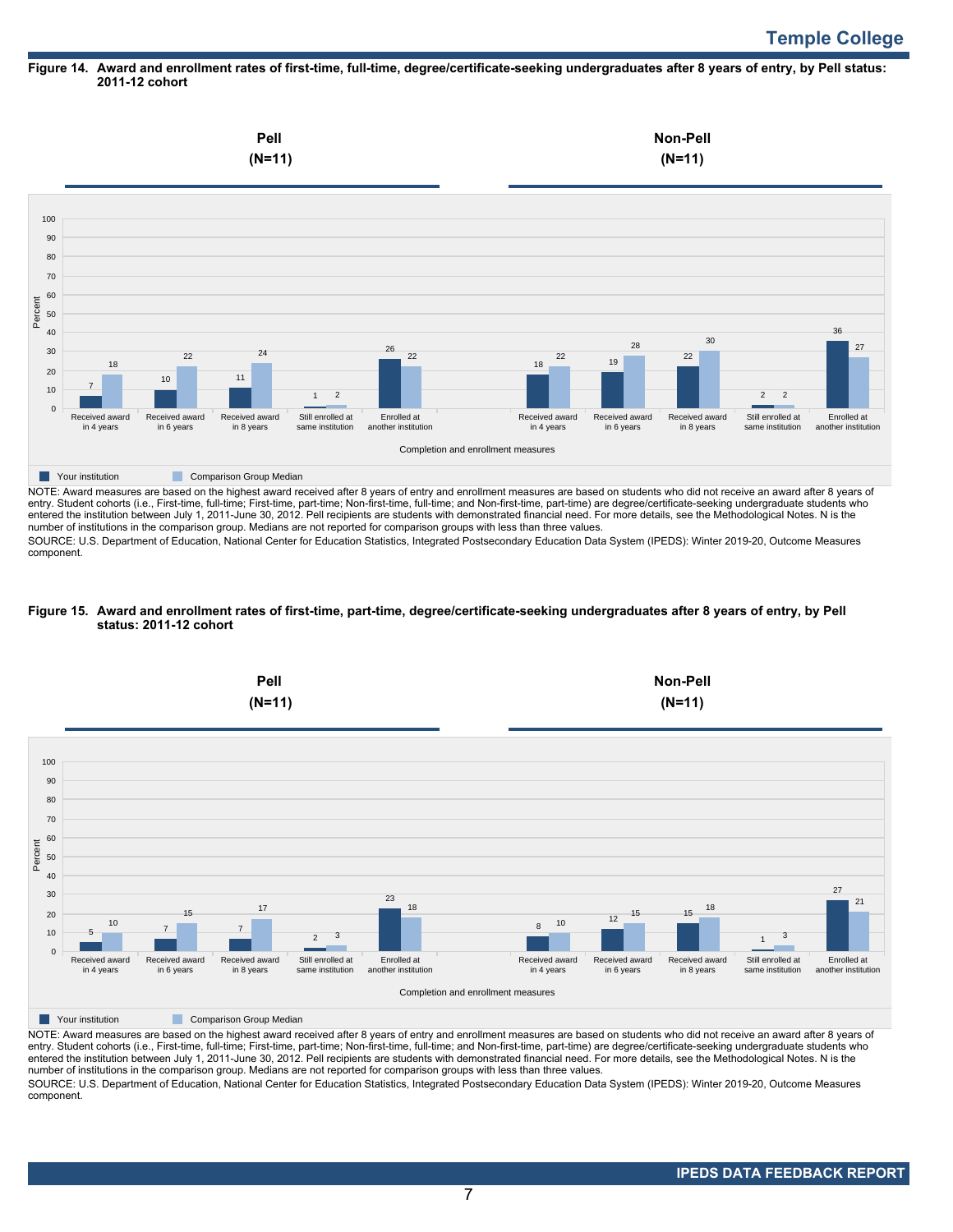Figure 14. Award and enrollment rates of first-time, full-time, degree/certificate-seeking undergraduates after 8 years of entry, by Pell status: 2011-12 cohort

| Completion and enrollment measures | Pell (N=11) Your institution | Pell (N=11) Comparison Group Median | Non-Pell (N=11) Your institution | Non-Pell (N=11) Comparison Group Median |
|---|---|---|---|---|
| Received award in 4 years | 7 | 18 | 18 | 22 |
| Received award in 6 years | 10 | 22 | 19 | 28 |
| Received award in 8 years | 11 | 24 | 22 | 30 |
| Still enrolled at same institution | 1 | 2 | 2 | 2 |
| Enrolled at another institution | 26 | 22 | 36 | 27 |

NOTE: Award measures are based on the highest award received after 8 years of entry and enrollment measures are based on students who did not receive an award after 8 years of entry. Student cohorts (i.e., First-time, full-time; First-time, part-time; Non-first-time, full-time; and Non-first-time, part-time) are degree/certificate-seeking undergraduate students who entered the institution between July 1, 2011-June 30, 2012. Pell recipients are students with demonstrated financial need. For more details, see the Methodological Notes. N is the number of institutions in the comparison group. Medians are not reported for comparison groups with less than three values.

SOURCE: U.S. Department of Education, National Center for Education Statistics, Integrated Postsecondary Education Data System (IPEDS): Winter 2019-20, Outcome Measures component.

Figure 15. Award and enrollment rates of first-time, part-time, degree/certificate-seeking undergraduates after 8 years of entry, by Pell status: 2011-12 cohort

| Completion and enrollment measures | Pell (N=11) Your institution | Pell (N=11) Comparison Group Median | Non-Pell (N=11) Your institution | Non-Pell (N=11) Comparison Group Median |
|---|---|---|---|---|
| Received award in 4 years | 5 | 10 | 8 | 10 |
| Received award in 6 years | 7 | 15 | 12 | 15 |
| Received award in 8 years | 7 | 17 | 15 | 18 |
| Still enrolled at same institution | 2 | 3 | 1 | 3 |
| Enrolled at another institution | 23 | 18 | 27 | 21 |

NOTE: Award measures are based on the highest award received after 8 years of entry and enrollment measures are based on students who did not receive an award after 8 years of entry. Student cohorts (i.e., First-time, full-time; First-time, part-time; Non-first-time, full-time; and Non-first-time, part-time) are degree/certificate-seeking undergraduate students who entered the institution between July 1, 2011-June 30, 2012. Pell recipients are students with demonstrated financial need. For more details, see the Methodological Notes. N is the number of institutions in the comparison group. Medians are not reported for comparison groups with less than three values.

SOURCE: U.S. Department of Education, National Center for Education Statistics, Integrated Postsecondary Education Data System (IPEDS): Winter 2019-20, Outcome Measures component.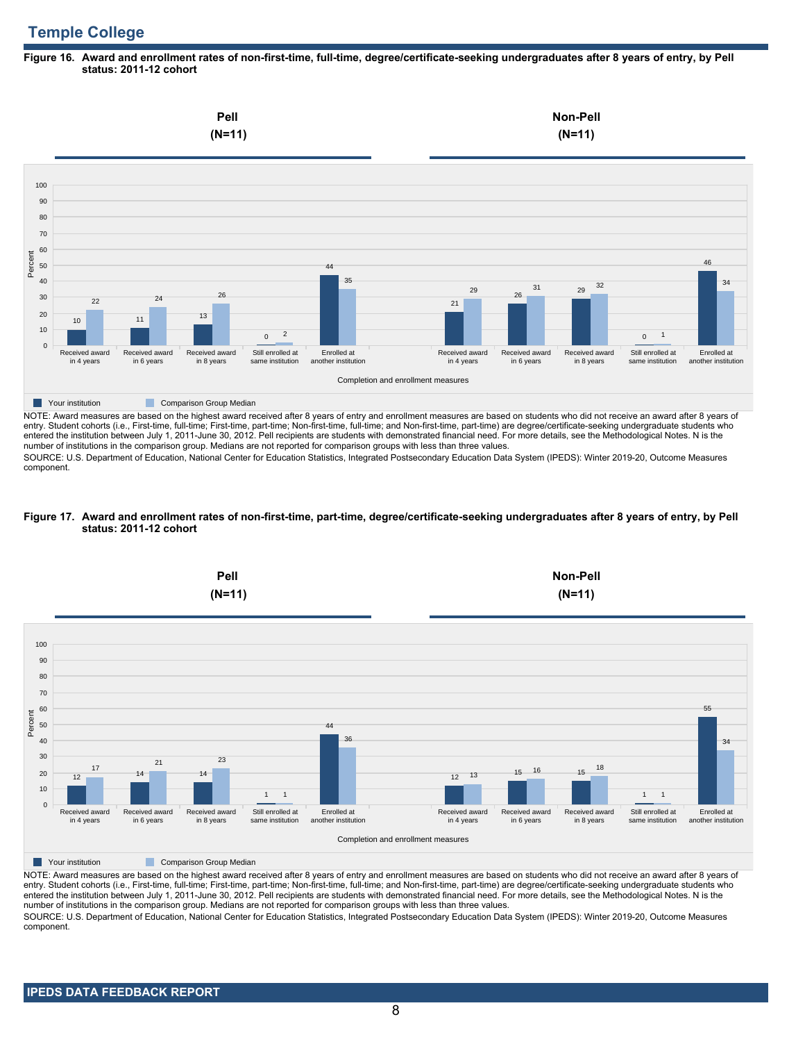## Temple College

**Figure 16. Award and enrollment rates of non-first-time, full-time, degree/certificate-seeking undergraduates after 8 years of entry, by Pell status: 2011-12 cohort**

| Completion and enrollment measures | Pell (N=11) Your institution | Pell (N=11) Comparison Group Median | Non-Pell (N=11) Your institution | Non-Pell (N=11) Comparison Group Median |
|---|---|---|---|---|
| Received award in 4 years | 10 | 22 | 21 | 29 |
| Received award in 6 years | 11 | 24 | 26 | 31 |
| Received award in 8 years | 13 | 26 | 29 | 32 |
| Still enrolled at same institution | 0 | 2 | 0 | 1 |
| Enrolled at another institution | 44 | 35 | 46 | 34 |

NOTE: Award measures are based on the highest award received after 8 years of entry and enrollment measures are based on students who did not receive an award after 8 years of entry. Student cohorts (i.e., First-time, full-time; First-time, part-time; Non-first-time, full-time; and Non-first-time, part-time) are degree/certificate-seeking undergraduate students who entered the institution between July 1, 2011-June 30, 2012. Pell recipients are students with demonstrated financial need. For more details, see the Methodological Notes. N is the number of institutions in the comparison group. Medians are not reported for comparison groups with less than three values.

SOURCE: U.S. Department of Education, National Center for Education Statistics, Integrated Postsecondary Education Data System (IPEDS): Winter 2019-20, Outcome Measures component.

**Figure 17. Award and enrollment rates of non-first-time, part-time, degree/certificate-seeking undergraduates after 8 years of entry, by Pell status: 2011-12 cohort**

| Completion and enrollment measures | Pell (N=11) Your institution | Pell (N=11) Comparison Group Median | Non-Pell (N=11) Your institution | Non-Pell (N=11) Comparison Group Median |
|---|---|---|---|---|
| Received award in 4 years | 12 | 17 | 12 | 13 |
| Received award in 6 years | 14 | 21 | 15 | 16 |
| Received award in 8 years | 14 | 23 | 15 | 18 |
| Still enrolled at same institution | 1 | 1 | 1 | 1 |
| Enrolled at another institution | 44 | 36 | 55 | 34 |

NOTE: Award measures are based on the highest award received after 8 years of entry and enrollment measures are based on students who did not receive an award after 8 years of entry. Student cohorts (i.e., First-time, full-time; First-time, part-time; Non-first-time, full-time; and Non-first-time, part-time) are degree/certificate-seeking undergraduate students who entered the institution between July 1, 2011-June 30, 2012. Pell recipients are students with demonstrated financial need. For more details, see the Methodological Notes. N is the number of institutions in the comparison group. Medians are not reported for comparison groups with less than three values.

SOURCE: U.S. Department of Education, National Center for Education Statistics, Integrated Postsecondary Education Data System (IPEDS): Winter 2019-20, Outcome Measures component.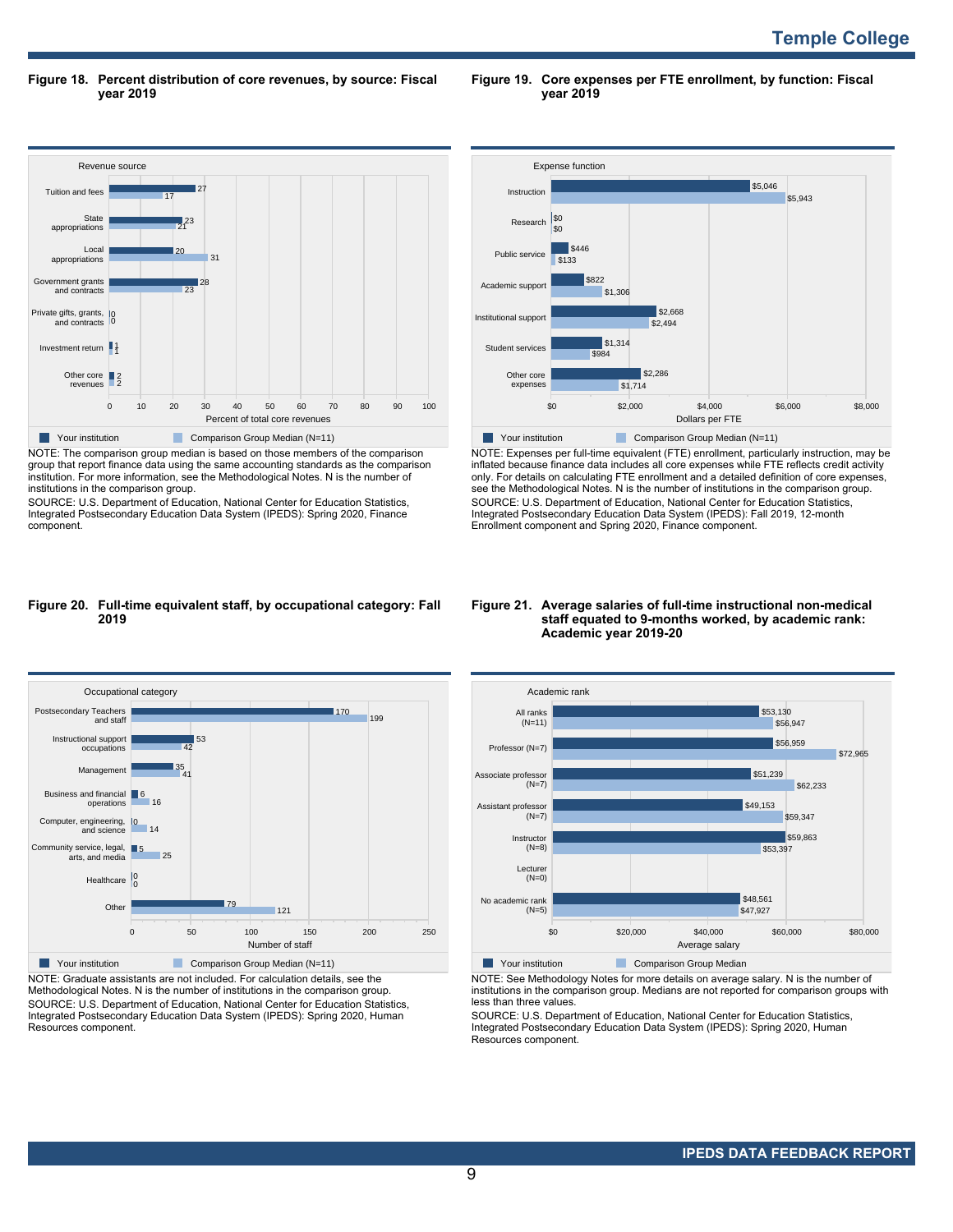## Figure 18. Percent distribution of core revenues, by source: Fiscal year 2019

| Revenue source | Your institution | Comparison Group Median (N=11) |
|---|---|---|
| Tuition and fees | 27 | 17 |
| State appropriations | 23 | 21 |
| Local appropriations | 20 | 31 |
| Government grants and contracts | 28 | 23 |
| Private gifts, grants, and contracts | 0 | 0 |
| Investment return | 1 | 1 |
| Other core revenues | 2 | 2 |

Percent of total core revenues

NOTE: The comparison group median is based on those members of the comparison group that report finance data using the same accounting standards as the comparison institution. For more information, see the Methodological Notes. N is the number of institutions in the comparison group.

SOURCE: U.S. Department of Education, National Center for Education Statistics, Integrated Postsecondary Education Data System (IPEDS): Spring 2020, Finance component.

## Figure 19. Core expenses per FTE enrollment, by function: Fiscal year 2019

| Expense function | Your institution | Comparison Group Median (N=11) |
|---|---|---|
| Instruction | $5,046 | $5,943 |
| Research | $0 | $0 |
| Public service | $446 | $133 |
| Academic support | $822 | $1,306 |
| Institutional support | $2,668 | $2,494 |
| Student services | $1,314 | $984 |
| Other core expenses | $2,286 | $1,714 |

Dollars per FTE

NOTE: Expenses per full-time equivalent (FTE) enrollment, particularly instruction, may be inflated because finance data includes all core expenses while FTE reflects credit activity only. For details on calculating FTE enrollment and a detailed definition of core expenses, see the Methodological Notes. N is the number of institutions in the comparison group.

SOURCE: U.S. Department of Education, National Center for Education Statistics, Integrated Postsecondary Education Data System (IPEDS): Fall 2019, 12-month Enrollment component and Spring 2020, Finance component.

## Figure 20. Full-time equivalent staff, by occupational category: Fall 2019

| Occupational category | Your institution | Comparison Group Median (N=11) |
|---|---|---|
| Postsecondary Teachers and staff | 170 | 199 |
| Instructional support occupations | 53 | 42 |
| Management | 35 | 41 |
| Business and financial operations | 6 | 16 |
| Computer, engineering, and science | 0 | 14 |
| Community service, legal, arts, and media | 5 | 25 |
| Healthcare | 0 | 0 |
| Other | 79 | 121 |

Number of staff

NOTE: Graduate assistants are not included. For calculation details, see the Methodological Notes. N is the number of institutions in the comparison group.

SOURCE: U.S. Department of Education, National Center for Education Statistics, Integrated Postsecondary Education Data System (IPEDS): Spring 2020, Human Resources component.

## Figure 21. Average salaries of full-time instructional non-medical staff equated to 9-months worked, by academic rank: Academic year 2019-20

| Academic rank | Your institution | Comparison Group Median |
|---|---|---|
| All ranks (N=11) | $53,130 | $56,947 |
| Professor (N=7) | $56,959 | $72,965 |
| Associate professor (N=7) | $51,239 | $62,233 |
| Assistant professor (N=7) | $49,153 | $59,347 |
| Instructor (N=8) | $59,863 | $53,397 |
| Lecturer (N=0) | | |
| No academic rank (N=5) | $48,561 | $47,927 |

Average salary

NOTE: See Methodology Notes for more details on average salary. N is the number of institutions in the comparison group. Medians are not reported for comparison groups with less than three values.

SOURCE: U.S. Department of Education, National Center for Education Statistics, Integrated Postsecondary Education Data System (IPEDS): Spring 2020, Human Resources component.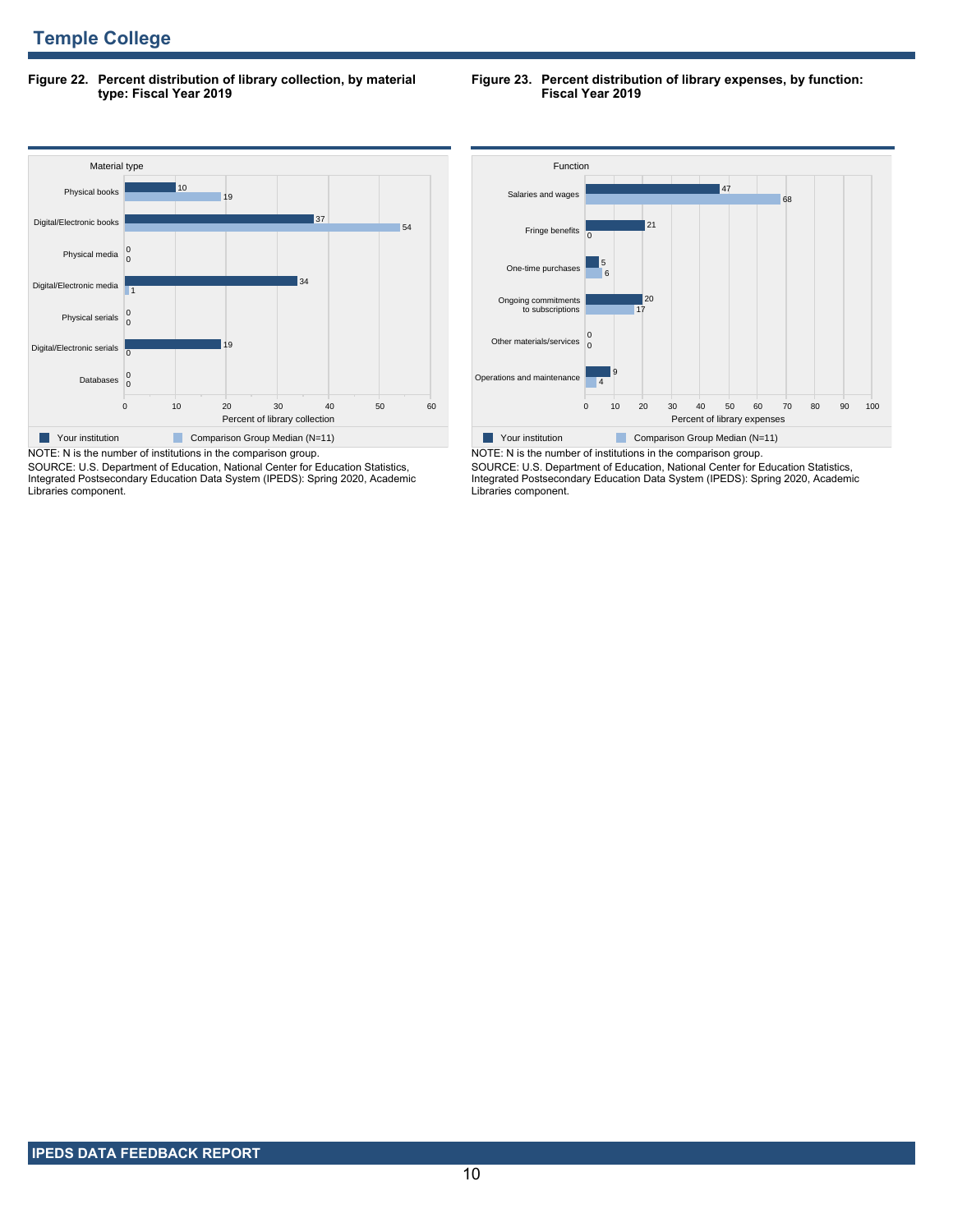## Temple College

**Figure 22. Percent distribution of library collection, by material type: Fiscal Year 2019**

| Material type | Your institution | Comparison Group Median (N=11) |
|---|---|---|
| Physical books | 10 | 19 |
| Digital/Electronic books | 37 | 54 |
| Physical media | 0 | 0 |
| Digital/Electronic media | 34 | 1 |
| Physical serials | 0 | 0 |
| Digital/Electronic serials | 19 | 0 |
| Databases | 0 | 0 |

Percent of library collection

NOTE: N is the number of institutions in the comparison group.
SOURCE: U.S. Department of Education, National Center for Education Statistics, Integrated Postsecondary Education Data System (IPEDS): Spring 2020, Academic Libraries component.

**Figure 23. Percent distribution of library expenses, by function: Fiscal Year 2019**

| Function | Your institution | Comparison Group Median (N=11) |
|---|---|---|
| Salaries and wages | 47 | 68 |
| Fringe benefits | 21 | 0 |
| One-time purchases | 5 | 6 |
| Ongoing commitments to subscriptions | 20 | 17 |
| Other materials/services | 0 | 0 |
| Operations and maintenance | 9 | 4 |

Percent of library expenses

NOTE: N is the number of institutions in the comparison group.
SOURCE: U.S. Department of Education, National Center for Education Statistics, Integrated Postsecondary Education Data System (IPEDS): Spring 2020, Academic Libraries component.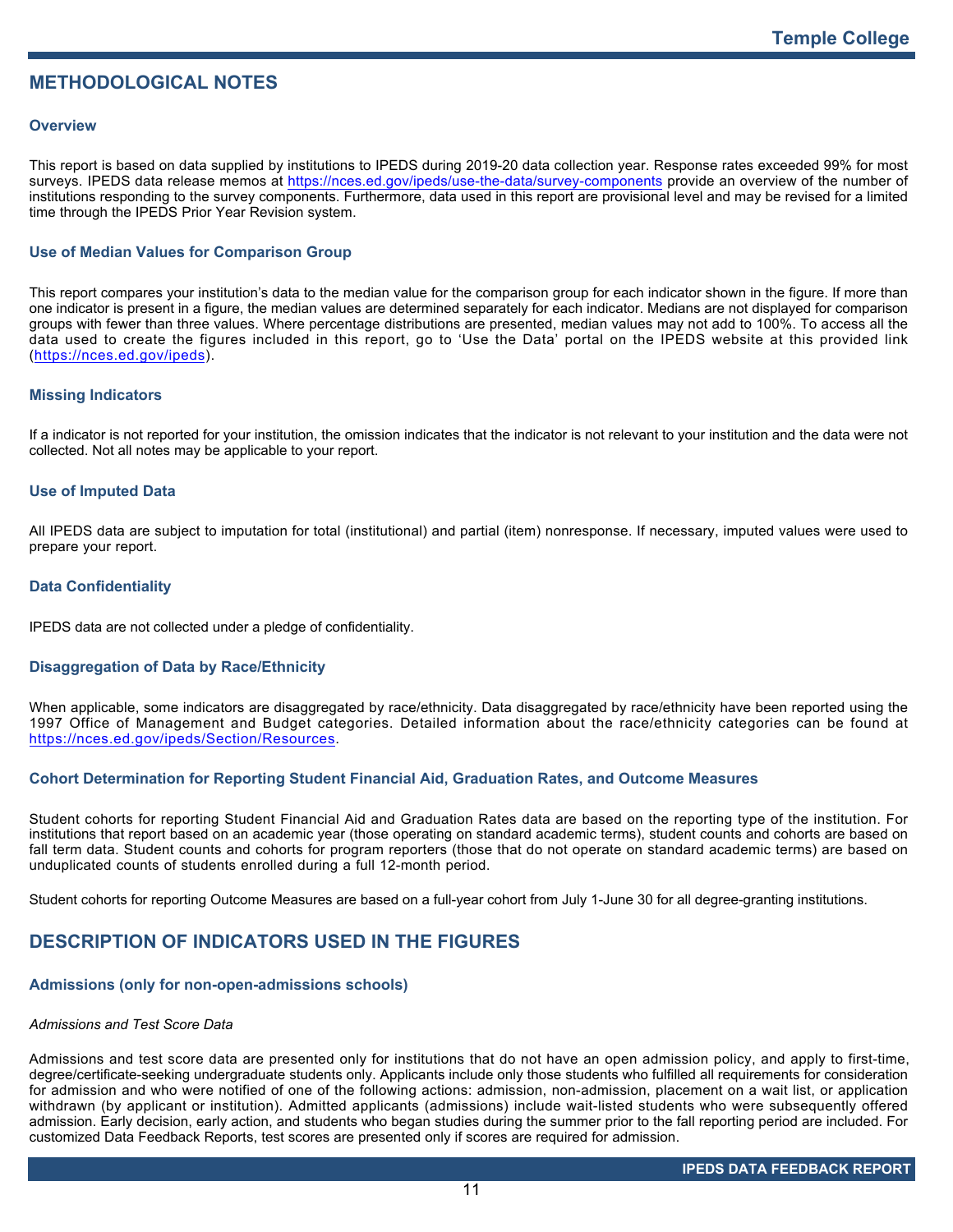# METHODOLOGICAL NOTES

### Overview

This report is based on data supplied by institutions to IPEDS during 2019-20 data collection year. Response rates exceeded 99% for most surveys. IPEDS data release memos at https://nces.ed.gov/ipeds/use-the-data/survey-components provide an overview of the number of institutions responding to the survey components. Furthermore, data used in this report are provisional level and may be revised for a limited time through the IPEDS Prior Year Revision system.

### Use of Median Values for Comparison Group

This report compares your institution's data to the median value for the comparison group for each indicator shown in the figure. If more than one indicator is present in a figure, the median values are determined separately for each indicator. Medians are not displayed for comparison groups with fewer than three values. Where percentage distributions are presented, median values may not add to 100%. To access all the data used to create the figures included in this report, go to 'Use the Data' portal on the IPEDS website at this provided link (https://nces.ed.gov/ipeds).

### Missing Indicators

If a indicator is not reported for your institution, the omission indicates that the indicator is not relevant to your institution and the data were not collected. Not all notes may be applicable to your report.

### Use of Imputed Data

All IPEDS data are subject to imputation for total (institutional) and partial (item) nonresponse. If necessary, imputed values were used to prepare your report.

### Data Confidentiality

IPEDS data are not collected under a pledge of confidentiality.

### Disaggregation of Data by Race/Ethnicity

When applicable, some indicators are disaggregated by race/ethnicity. Data disaggregated by race/ethnicity have been reported using the 1997 Office of Management and Budget categories. Detailed information about the race/ethnicity categories can be found at https://nces.ed.gov/ipeds/Section/Resources.

### Cohort Determination for Reporting Student Financial Aid, Graduation Rates, and Outcome Measures

Student cohorts for reporting Student Financial Aid and Graduation Rates data are based on the reporting type of the institution. For institutions that report based on an academic year (those operating on standard academic terms), student counts and cohorts are based on fall term data. Student counts and cohorts for program reporters (those that do not operate on standard academic terms) are based on unduplicated counts of students enrolled during a full 12-month period.

Student cohorts for reporting Outcome Measures are based on a full-year cohort from July 1-June 30 for all degree-granting institutions.

# DESCRIPTION OF INDICATORS USED IN THE FIGURES

### Admissions (only for non-open-admissions schools)

*Admissions and Test Score Data*

Admissions and test score data are presented only for institutions that do not have an open admission policy, and apply to first-time, degree/certificate-seeking undergraduate students only. Applicants include only those students who fulfilled all requirements for consideration for admission and who were notified of one of the following actions: admission, non-admission, placement on a wait list, or application withdrawn (by applicant or institution). Admitted applicants (admissions) include wait-listed students who were subsequently offered admission. Early decision, early action, and students who began studies during the summer prior to the fall reporting period are included. For customized Data Feedback Reports, test scores are presented only if scores are required for admission.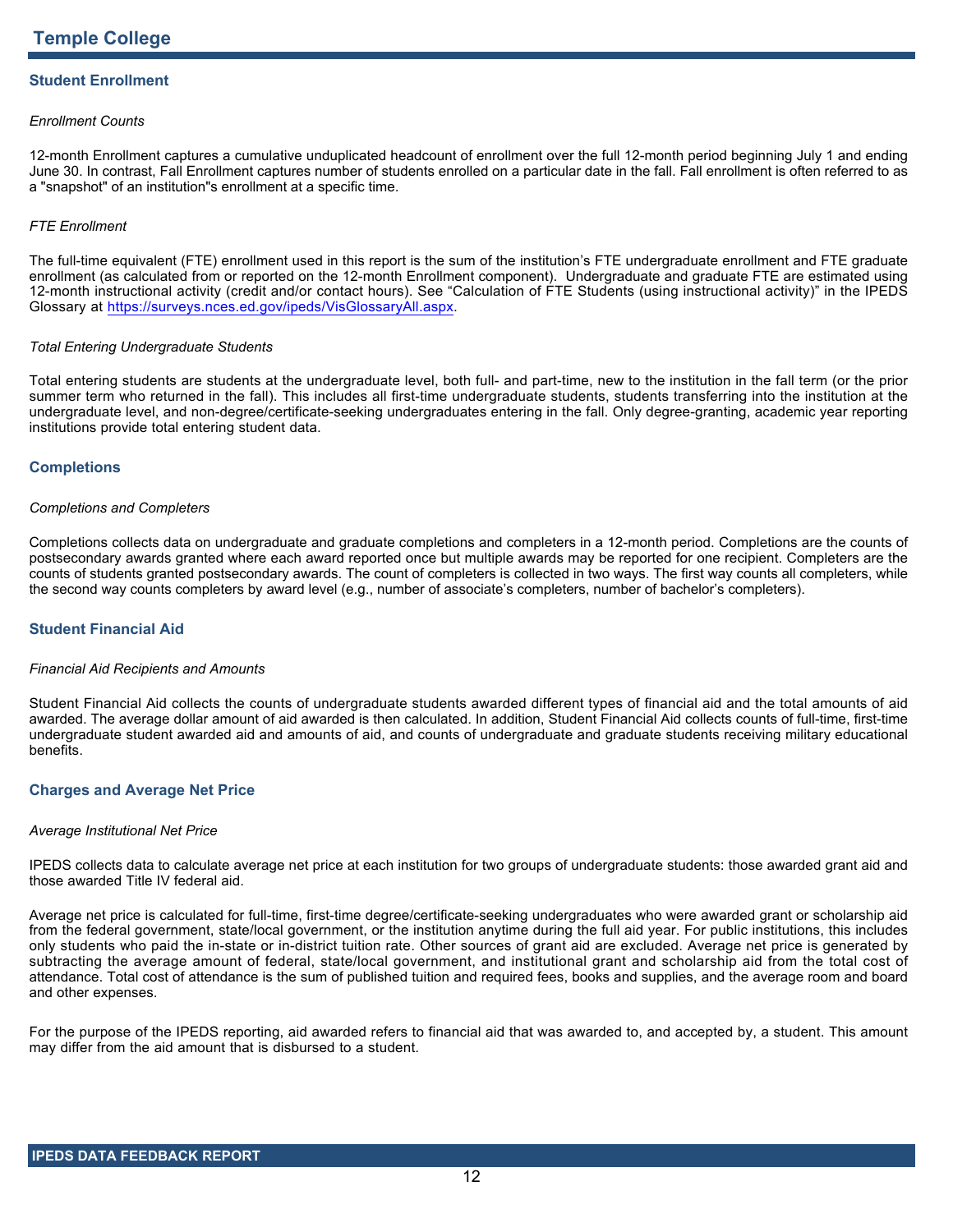# Temple College

## Student Enrollment

*Enrollment Counts*

12-month Enrollment captures a cumulative unduplicated headcount of enrollment over the full 12-month period beginning July 1 and ending June 30. In contrast, Fall Enrollment captures number of students enrolled on a particular date in the fall. Fall enrollment is often referred to as a "snapshot" of an institution"s enrollment at a specific time.

*FTE Enrollment*

The full-time equivalent (FTE) enrollment used in this report is the sum of the institution's FTE undergraduate enrollment and FTE graduate enrollment (as calculated from or reported on the 12-month Enrollment component). Undergraduate and graduate FTE are estimated using 12-month instructional activity (credit and/or contact hours). See "Calculation of FTE Students (using instructional activity)" in the IPEDS Glossary at https://surveys.nces.ed.gov/ipeds/VisGlossaryAll.aspx.

*Total Entering Undergraduate Students*

Total entering students are students at the undergraduate level, both full- and part-time, new to the institution in the fall term (or the prior summer term who returned in the fall). This includes all first-time undergraduate students, students transferring into the institution at the undergraduate level, and non-degree/certificate-seeking undergraduates entering in the fall. Only degree-granting, academic year reporting institutions provide total entering student data.

## Completions

*Completions and Completers*

Completions collects data on undergraduate and graduate completions and completers in a 12-month period. Completions are the counts of postsecondary awards granted where each award reported once but multiple awards may be reported for one recipient. Completers are the counts of students granted postsecondary awards. The count of completers is collected in two ways. The first way counts all completers, while the second way counts completers by award level (e.g., number of associate's completers, number of bachelor's completers).

## Student Financial Aid

*Financial Aid Recipients and Amounts*

Student Financial Aid collects the counts of undergraduate students awarded different types of financial aid and the total amounts of aid awarded. The average dollar amount of aid awarded is then calculated. In addition, Student Financial Aid collects counts of full-time, first-time undergraduate student awarded aid and amounts of aid, and counts of undergraduate and graduate students receiving military educational benefits.

## Charges and Average Net Price

*Average Institutional Net Price*

IPEDS collects data to calculate average net price at each institution for two groups of undergraduate students: those awarded grant aid and those awarded Title IV federal aid.

Average net price is calculated for full-time, first-time degree/certificate-seeking undergraduates who were awarded grant or scholarship aid from the federal government, state/local government, or the institution anytime during the full aid year. For public institutions, this includes only students who paid the in-state or in-district tuition rate. Other sources of grant aid are excluded. Average net price is generated by subtracting the average amount of federal, state/local government, and institutional grant and scholarship aid from the total cost of attendance. Total cost of attendance is the sum of published tuition and required fees, books and supplies, and the average room and board and other expenses.

For the purpose of the IPEDS reporting, aid awarded refers to financial aid that was awarded to, and accepted by, a student. This amount may differ from the aid amount that is disbursed to a student.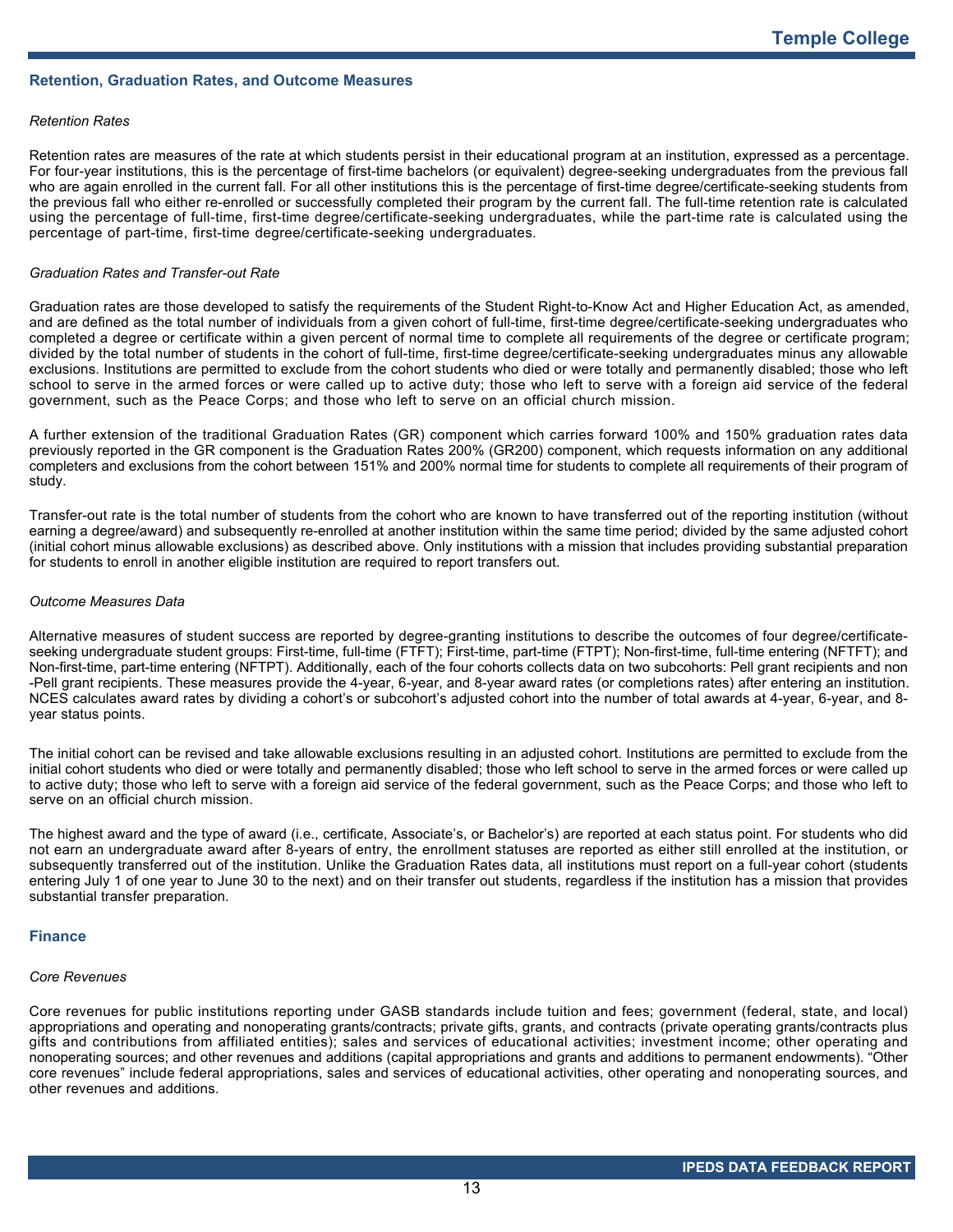## Retention, Graduation Rates, and Outcome Measures

*Retention Rates*

Retention rates are measures of the rate at which students persist in their educational program at an institution, expressed as a percentage. For four-year institutions, this is the percentage of first-time bachelors (or equivalent) degree-seeking undergraduates from the previous fall who are again enrolled in the current fall. For all other institutions this is the percentage of first-time degree/certificate-seeking students from the previous fall who either re-enrolled or successfully completed their program by the current fall. The full-time retention rate is calculated using the percentage of full-time, first-time degree/certificate-seeking undergraduates, while the part-time rate is calculated using the percentage of part-time, first-time degree/certificate-seeking undergraduates.

*Graduation Rates and Transfer-out Rate*

Graduation rates are those developed to satisfy the requirements of the Student Right-to-Know Act and Higher Education Act, as amended, and are defined as the total number of individuals from a given cohort of full-time, first-time degree/certificate-seeking undergraduates who completed a degree or certificate within a given percent of normal time to complete all requirements of the degree or certificate program; divided by the total number of students in the cohort of full-time, first-time degree/certificate-seeking undergraduates minus any allowable exclusions. Institutions are permitted to exclude from the cohort students who died or were totally and permanently disabled; those who left school to serve in the armed forces or were called up to active duty; those who left to serve with a foreign aid service of the federal government, such as the Peace Corps; and those who left to serve on an official church mission.

A further extension of the traditional Graduation Rates (GR) component which carries forward 100% and 150% graduation rates data previously reported in the GR component is the Graduation Rates 200% (GR200) component, which requests information on any additional completers and exclusions from the cohort between 151% and 200% normal time for students to complete all requirements of their program of study.

Transfer-out rate is the total number of students from the cohort who are known to have transferred out of the reporting institution (without earning a degree/award) and subsequently re-enrolled at another institution within the same time period; divided by the same adjusted cohort (initial cohort minus allowable exclusions) as described above. Only institutions with a mission that includes providing substantial preparation for students to enroll in another eligible institution are required to report transfers out.

*Outcome Measures Data*

Alternative measures of student success are reported by degree-granting institutions to describe the outcomes of four degree/certificate-seeking undergraduate student groups: First-time, full-time (FTFT); First-time, part-time (FTPT); Non-first-time, full-time entering (NFTFT); and Non-first-time, part-time entering (NFTPT). Additionally, each of the four cohorts collects data on two subcohorts: Pell grant recipients and non -Pell grant recipients. These measures provide the 4-year, 6-year, and 8-year award rates (or completions rates) after entering an institution. NCES calculates award rates by dividing a cohort's or subcohort's adjusted cohort into the number of total awards at 4-year, 6-year, and 8-year status points.

The initial cohort can be revised and take allowable exclusions resulting in an adjusted cohort. Institutions are permitted to exclude from the initial cohort students who died or were totally and permanently disabled; those who left school to serve in the armed forces or were called up to active duty; those who left to serve with a foreign aid service of the federal government, such as the Peace Corps; and those who left to serve on an official church mission.

The highest award and the type of award (i.e., certificate, Associate's, or Bachelor's) are reported at each status point. For students who did not earn an undergraduate award after 8-years of entry, the enrollment statuses are reported as either still enrolled at the institution, or subsequently transferred out of the institution. Unlike the Graduation Rates data, all institutions must report on a full-year cohort (students entering July 1 of one year to June 30 to the next) and on their transfer out students, regardless if the institution has a mission that provides substantial transfer preparation.

## Finance

*Core Revenues*

Core revenues for public institutions reporting under GASB standards include tuition and fees; government (federal, state, and local) appropriations and operating and nonoperating grants/contracts; private gifts, grants, and contracts (private operating grants/contracts plus gifts and contributions from affiliated entities); sales and services of educational activities; investment income; other operating and nonoperating sources; and other revenues and additions (capital appropriations and grants and additions to permanent endowments). "Other core revenues" include federal appropriations, sales and services of educational activities, other operating and nonoperating sources, and other revenues and additions.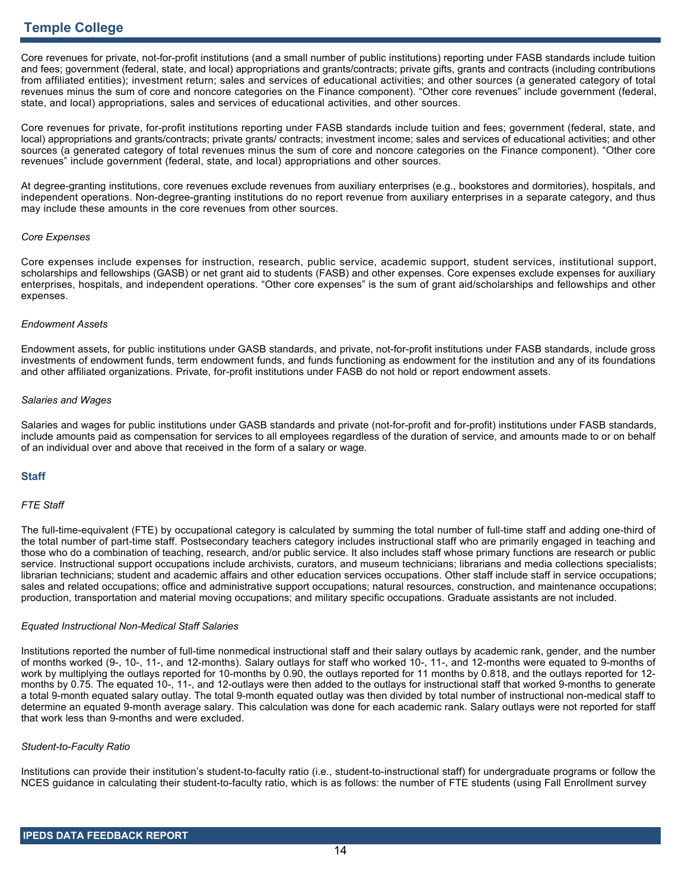Core revenues for private, not-for-profit institutions (and a small number of public institutions) reporting under FASB standards include tuition and fees; government (federal, state, and local) appropriations and grants/contracts; private gifts, grants and contracts (including contributions from affiliated entities); investment return; sales and services of educational activities; and other sources (a generated category of total revenues minus the sum of core and noncore categories on the Finance component). “Other core revenues” include government (federal, state, and local) appropriations, sales and services of educational activities, and other sources.

Core revenues for private, for-profit institutions reporting under FASB standards include tuition and fees; government (federal, state, and local) appropriations and grants/contracts; private grants/ contracts; investment income; sales and services of educational activities; and other sources (a generated category of total revenues minus the sum of core and noncore categories on the Finance component). “Other core revenues” include government (federal, state, and local) appropriations and other sources.

At degree-granting institutions, core revenues exclude revenues from auxiliary enterprises (e.g., bookstores and dormitories), hospitals, and independent operations. Non-degree-granting institutions do no report revenue from auxiliary enterprises in a separate category, and thus may include these amounts in the core revenues from other sources.

*Core Expenses*

Core expenses include expenses for instruction, research, public service, academic support, student services, institutional support, scholarships and fellowships (GASB) or net grant aid to students (FASB) and other expenses. Core expenses exclude expenses for auxiliary enterprises, hospitals, and independent operations. “Other core expenses” is the sum of grant aid/scholarships and fellowships and other expenses.

*Endowment Assets*

Endowment assets, for public institutions under GASB standards, and private, not-for-profit institutions under FASB standards, include gross investments of endowment funds, term endowment funds, and funds functioning as endowment for the institution and any of its foundations and other affiliated organizations. Private, for-profit institutions under FASB do not hold or report endowment assets.

*Salaries and Wages*

Salaries and wages for public institutions under GASB standards and private (not-for-profit and for-profit) institutions under FASB standards, include amounts paid as compensation for services to all employees regardless of the duration of service, and amounts made to or on behalf of an individual over and above that received in the form of a salary or wage.

## Staff

*FTE Staff*

The full-time-equivalent (FTE) by occupational category is calculated by summing the total number of full-time staff and adding one-third of the total number of part-time staff. Postsecondary teachers category includes instructional staff who are primarily engaged in teaching and those who do a combination of teaching, research, and/or public service. It also includes staff whose primary functions are research or public service. Instructional support occupations include archivists, curators, and museum technicians; librarians and media collections specialists; librarian technicians; student and academic affairs and other education services occupations. Other staff include staff in service occupations; sales and related occupations; office and administrative support occupations; natural resources, construction, and maintenance occupations; production, transportation and material moving occupations; and military specific occupations. Graduate assistants are not included.

*Equated Instructional Non-Medical Staff Salaries*

Institutions reported the number of full-time nonmedical instructional staff and their salary outlays by academic rank, gender, and the number of months worked (9-, 10-, 11-, and 12-months). Salary outlays for staff who worked 10-, 11-, and 12-months were equated to 9-months of work by multiplying the outlays reported for 10-months by 0.90, the outlays reported for 11 months by 0.818, and the outlays reported for 12-months by 0.75. The equated 10-, 11-, and 12-outlays were then added to the outlays for instructional staff that worked 9-months to generate a total 9-month equated salary outlay. The total 9-month equated outlay was then divided by total number of instructional non-medical staff to determine an equated 9-month average salary. This calculation was done for each academic rank. Salary outlays were not reported for staff that work less than 9-months and were excluded.

*Student-to-Faculty Ratio*

Institutions can provide their institution’s student-to-faculty ratio (i.e., student-to-instructional staff) for undergraduate programs or follow the NCES guidance in calculating their student-to-faculty ratio, which is as follows: the number of FTE students (using Fall Enrollment survey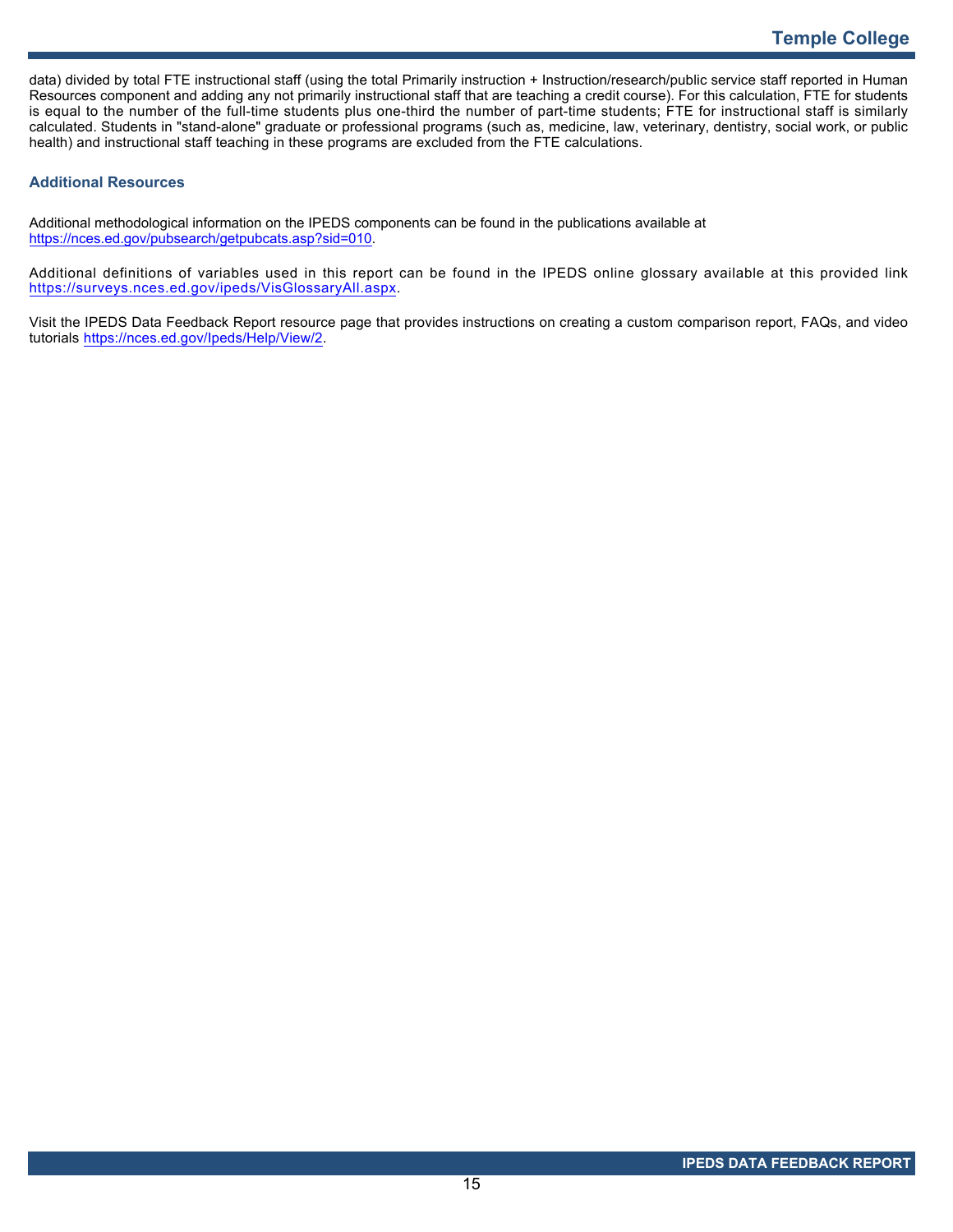data) divided by total FTE instructional staff (using the total Primarily instruction + Instruction/research/public service staff reported in Human Resources component and adding any not primarily instructional staff that are teaching a credit course). For this calculation, FTE for students is equal to the number of the full-time students plus one-third the number of part-time students; FTE for instructional staff is similarly calculated. Students in "stand-alone" graduate or professional programs (such as, medicine, law, veterinary, dentistry, social work, or public health) and instructional staff teaching in these programs are excluded from the FTE calculations.

### Additional Resources

Additional methodological information on the IPEDS components can be found in the publications available at https://nces.ed.gov/pubsearch/getpubcats.asp?sid=010.

Additional definitions of variables used in this report can be found in the IPEDS online glossary available at this provided link https://surveys.nces.ed.gov/ipeds/VisGlossaryAll.aspx.

Visit the IPEDS Data Feedback Report resource page that provides instructions on creating a custom comparison report, FAQs, and video tutorials https://nces.ed.gov/Ipeds/Help/View/2.